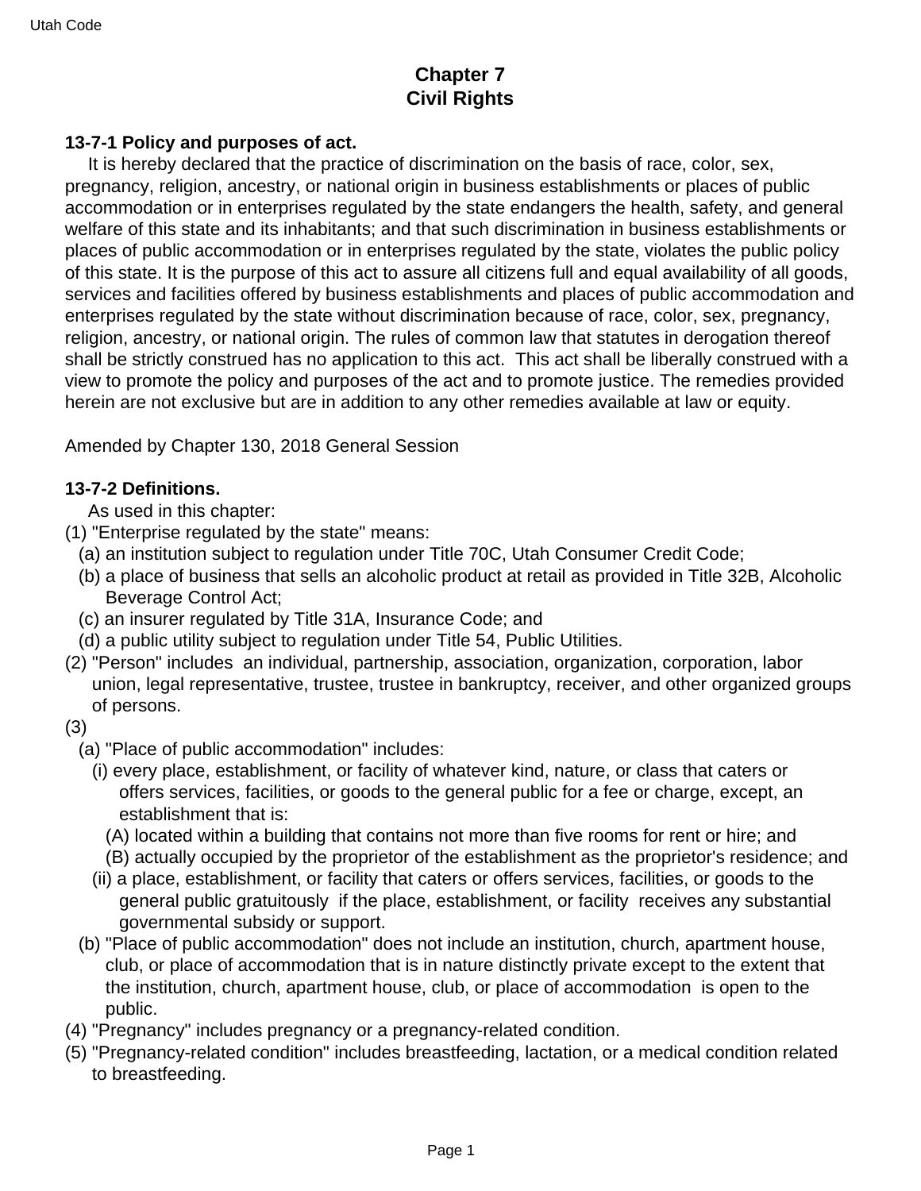# Chapter 7
# Civil Rights

### 13-7-1 Policy and purposes of act.

It is hereby declared that the practice of discrimination on the basis of race, color, sex, pregnancy, religion, ancestry, or national origin in business establishments or places of public accommodation or in enterprises regulated by the state endangers the health, safety, and general welfare of this state and its inhabitants; and that such discrimination in business establishments or places of public accommodation or in enterprises regulated by the state, violates the public policy of this state. It is the purpose of this act to assure all citizens full and equal availability of all goods, services and facilities offered by business establishments and places of public accommodation and enterprises regulated by the state without discrimination because of race, color, sex, pregnancy, religion, ancestry, or national origin. The rules of common law that statutes in derogation thereof shall be strictly construed has no application to this act. This act shall be liberally construed with a view to promote the policy and purposes of the act and to promote justice. The remedies provided herein are not exclusive but are in addition to any other remedies available at law or equity.

Amended by Chapter 130, 2018 General Session

### 13-7-2 Definitions.

As used in this chapter:

(1) "Enterprise regulated by the state" means:
  - (a) an institution subject to regulation under Title 70C, Utah Consumer Credit Code;
  - (b) a place of business that sells an alcoholic product at retail as provided in Title 32B, Alcoholic Beverage Control Act;
  - (c) an insurer regulated by Title 31A, Insurance Code; and
  - (d) a public utility subject to regulation under Title 54, Public Utilities.

(2) "Person" includes an individual, partnership, association, organization, corporation, labor union, legal representative, trustee, trustee in bankruptcy, receiver, and other organized groups of persons.

(3)
  - (a) "Place of public accommodation" includes:
    - (i) every place, establishment, or facility of whatever kind, nature, or class that caters or offers services, facilities, or goods to the general public for a fee or charge, except, an establishment that is:
      - (A) located within a building that contains not more than five rooms for rent or hire; and
      - (B) actually occupied by the proprietor of the establishment as the proprietor's residence; and
    - (ii) a place, establishment, or facility that caters or offers services, facilities, or goods to the general public gratuitously if the place, establishment, or facility receives any substantial governmental subsidy or support.
  - (b) "Place of public accommodation" does not include an institution, church, apartment house, club, or place of accommodation that is in nature distinctly private except to the extent that the institution, church, apartment house, club, or place of accommodation is open to the public.

(4) "Pregnancy" includes pregnancy or a pregnancy-related condition.

(5) "Pregnancy-related condition" includes breastfeeding, lactation, or a medical condition related to breastfeeding.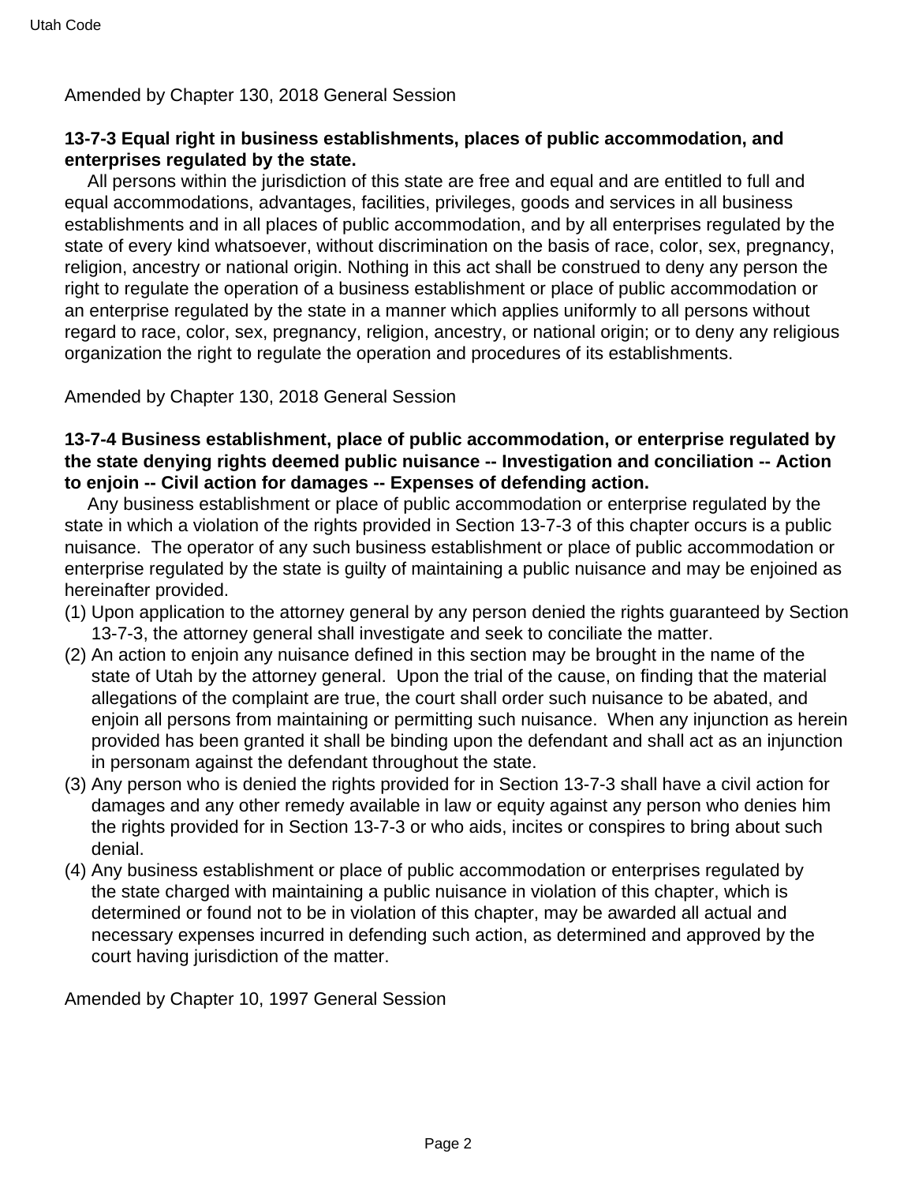Amended by Chapter 130, 2018 General Session

**13-7-3 Equal right in business establishments, places of public accommodation, and enterprises regulated by the state.**

All persons within the jurisdiction of this state are free and equal and are entitled to full and equal accommodations, advantages, facilities, privileges, goods and services in all business establishments and in all places of public accommodation, and by all enterprises regulated by the state of every kind whatsoever, without discrimination on the basis of race, color, sex, pregnancy, religion, ancestry or national origin. Nothing in this act shall be construed to deny any person the right to regulate the operation of a business establishment or place of public accommodation or an enterprise regulated by the state in a manner which applies uniformly to all persons without regard to race, color, sex, pregnancy, religion, ancestry, or national origin; or to deny any religious organization the right to regulate the operation and procedures of its establishments.

Amended by Chapter 130, 2018 General Session

**13-7-4 Business establishment, place of public accommodation, or enterprise regulated by the state denying rights deemed public nuisance -- Investigation and conciliation -- Action to enjoin -- Civil action for damages -- Expenses of defending action.**

Any business establishment or place of public accommodation or enterprise regulated by the state in which a violation of the rights provided in Section 13-7-3 of this chapter occurs is a public nuisance. The operator of any such business establishment or place of public accommodation or enterprise regulated by the state is guilty of maintaining a public nuisance and may be enjoined as hereinafter provided.

(1) Upon application to the attorney general by any person denied the rights guaranteed by Section 13-7-3, the attorney general shall investigate and seek to conciliate the matter.

(2) An action to enjoin any nuisance defined in this section may be brought in the name of the state of Utah by the attorney general. Upon the trial of the cause, on finding that the material allegations of the complaint are true, the court shall order such nuisance to be abated, and enjoin all persons from maintaining or permitting such nuisance. When any injunction as herein provided has been granted it shall be binding upon the defendant and shall act as an injunction in personam against the defendant throughout the state.

(3) Any person who is denied the rights provided for in Section 13-7-3 shall have a civil action for damages and any other remedy available in law or equity against any person who denies him the rights provided for in Section 13-7-3 or who aids, incites or conspires to bring about such denial.

(4) Any business establishment or place of public accommodation or enterprises regulated by the state charged with maintaining a public nuisance in violation of this chapter, which is determined or found not to be in violation of this chapter, may be awarded all actual and necessary expenses incurred in defending such action, as determined and approved by the court having jurisdiction of the matter.

Amended by Chapter 10, 1997 General Session